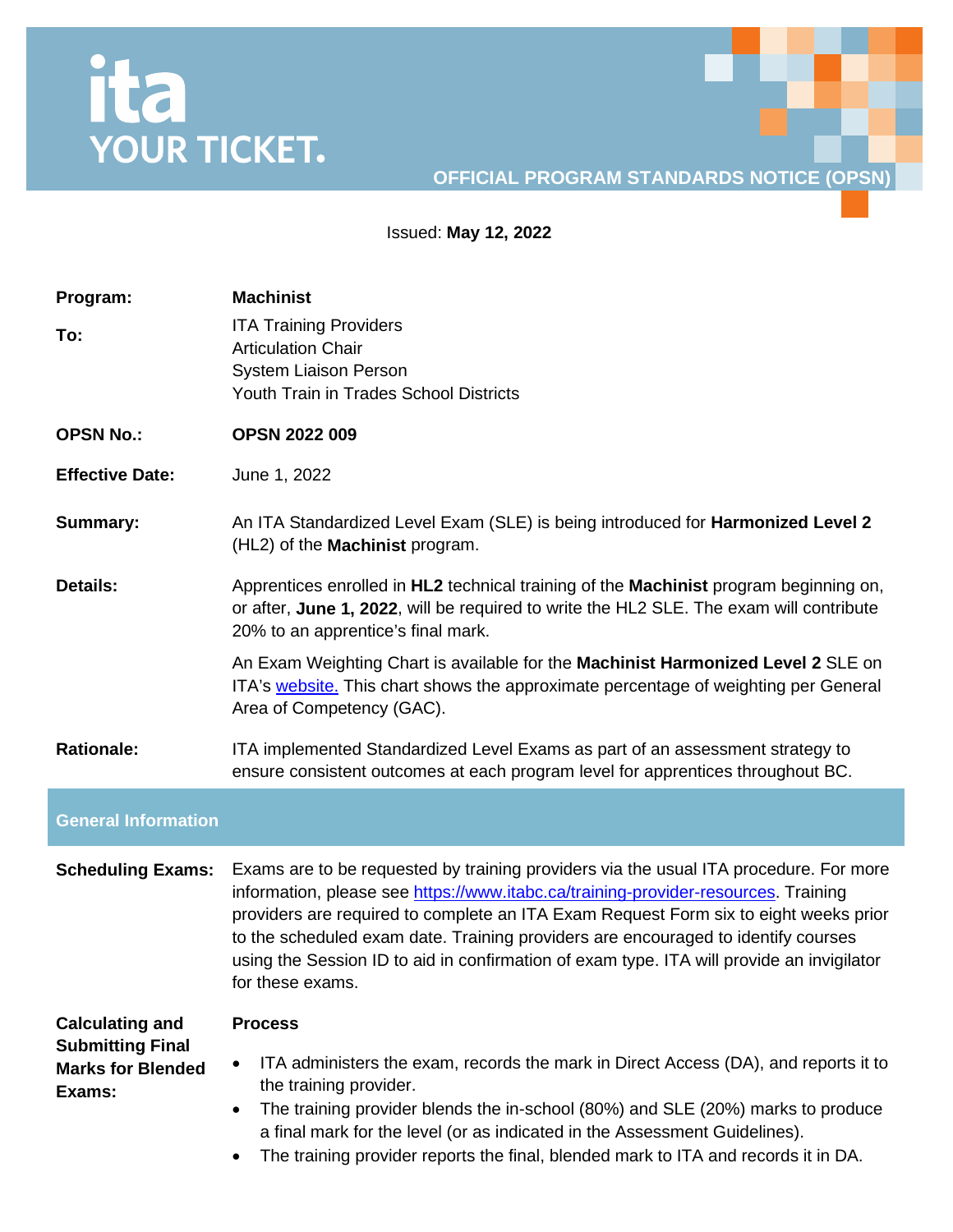ita
YOUR TICKET.

# OFFICIAL PROGRAM STANDARDS NOTICE (OPSN)

Issued: **May 12, 2022**

**Program:** **Machinist**

**To:** ITA Training Providers
Articulation Chair
System Liaison Person
Youth Train in Trades School Districts

**OPSN No.:** **OPSN 2022 009**

**Effective Date:** June 1, 2022

**Summary:** An ITA Standardized Level Exam (SLE) is being introduced for **Harmonized Level 2** (HL2) of the **Machinist** program.

**Details:** Apprentices enrolled in **HL2** technical training of the **Machinist** program beginning on, or after, **June 1, 2022**, will be required to write the HL2 SLE. The exam will contribute 20% to an apprentice's final mark.

An Exam Weighting Chart is available for the **Machinist Harmonized Level 2** SLE on ITA's [website.](website) This chart shows the approximate percentage of weighting per General Area of Competency (GAC).

**Rationale:** ITA implemented Standardized Level Exams as part of an assessment strategy to ensure consistent outcomes at each program level for apprentices throughout BC.

## General Information

**Scheduling Exams:** Exams are to be requested by training providers via the usual ITA procedure. For more information, please see https://www.itabc.ca/training-provider-resources. Training providers are required to complete an ITA Exam Request Form six to eight weeks prior to the scheduled exam date. Training providers are encouraged to identify courses using the Session ID to aid in confirmation of exam type. ITA will provide an invigilator for these exams.

**Calculating and Submitting Final Marks for Blended Exams:**

**Process**

- ITA administers the exam, records the mark in Direct Access (DA), and reports it to the training provider.
- The training provider blends the in-school (80%) and SLE (20%) marks to produce a final mark for the level (or as indicated in the Assessment Guidelines).
- The training provider reports the final, blended mark to ITA and records it in DA.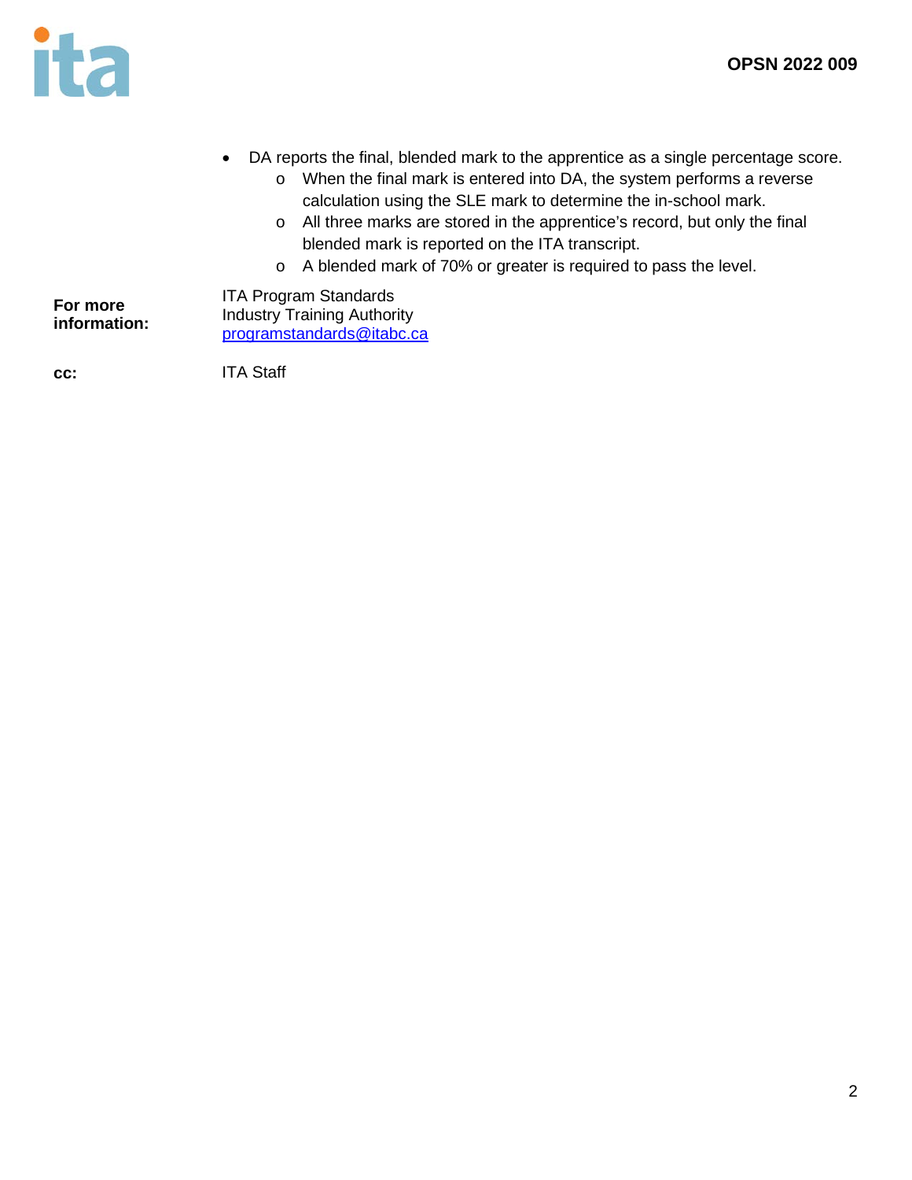- DA reports the final, blended mark to the apprentice as a single percentage score.
  - When the final mark is entered into DA, the system performs a reverse calculation using the SLE mark to determine the in-school mark.
  - All three marks are stored in the apprentice's record, but only the final blended mark is reported on the ITA transcript.
  - A blended mark of 70% or greater is required to pass the level.

**For more information:**

ITA Program Standards
Industry Training Authority
programstandards@itabc.ca

**cc:** ITA Staff